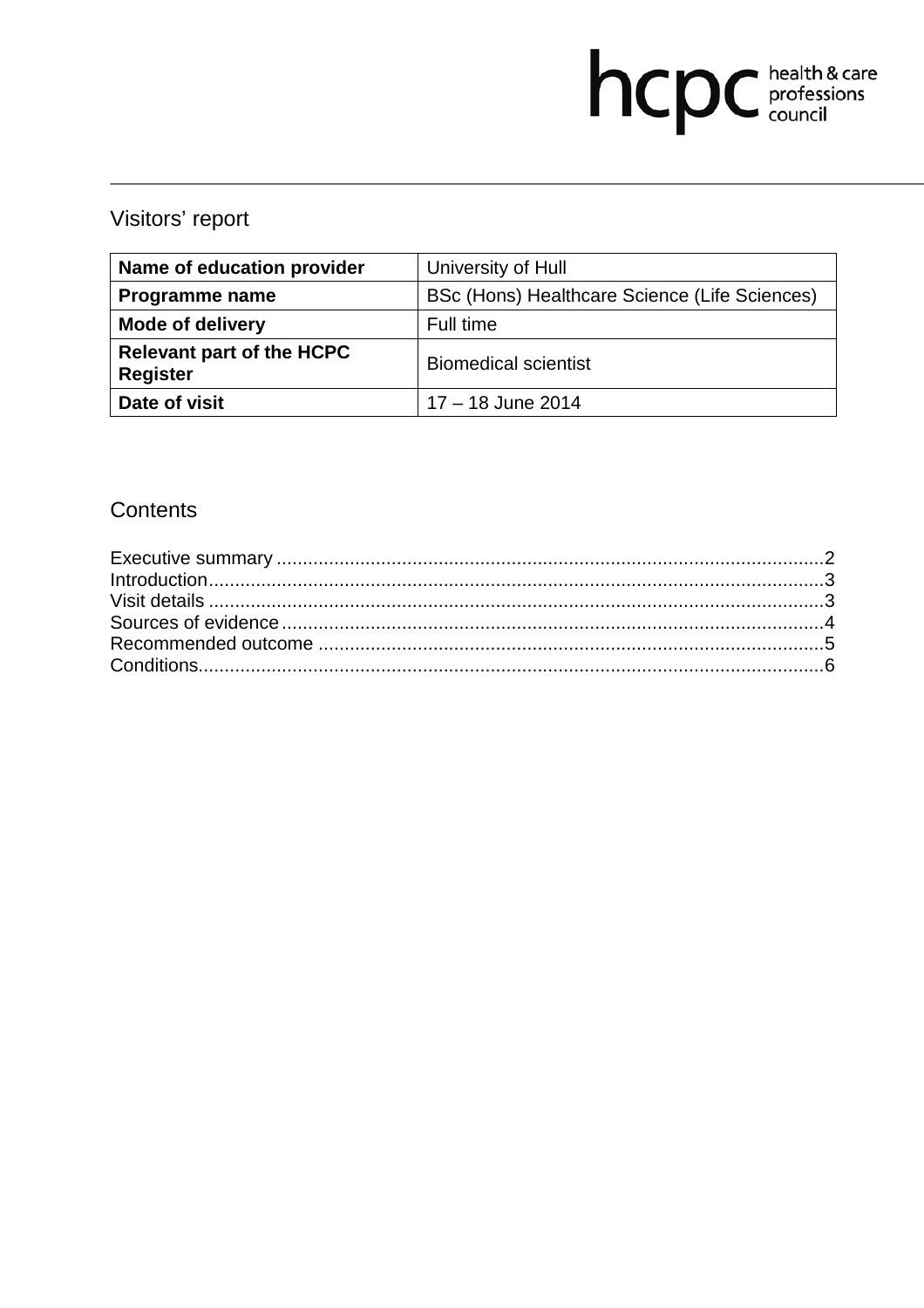# Visitors' report

| Name of education provider | University of Hull |
| --- | --- |
| **Programme name** | BSc (Hons) Healthcare Science (Life Sciences) |
| **Mode of delivery** | Full time |
| **Relevant part of the HCPC Register** | Biomedical scientist |
| **Date of visit** | 17 – 18 June 2014 |

## Contents

Executive summary ........................................................................................................2
Introduction.....................................................................................................................3
Visit details .....................................................................................................................3
Sources of evidence .......................................................................................................4
Recommended outcome ................................................................................................5
Conditions.......................................................................................................................6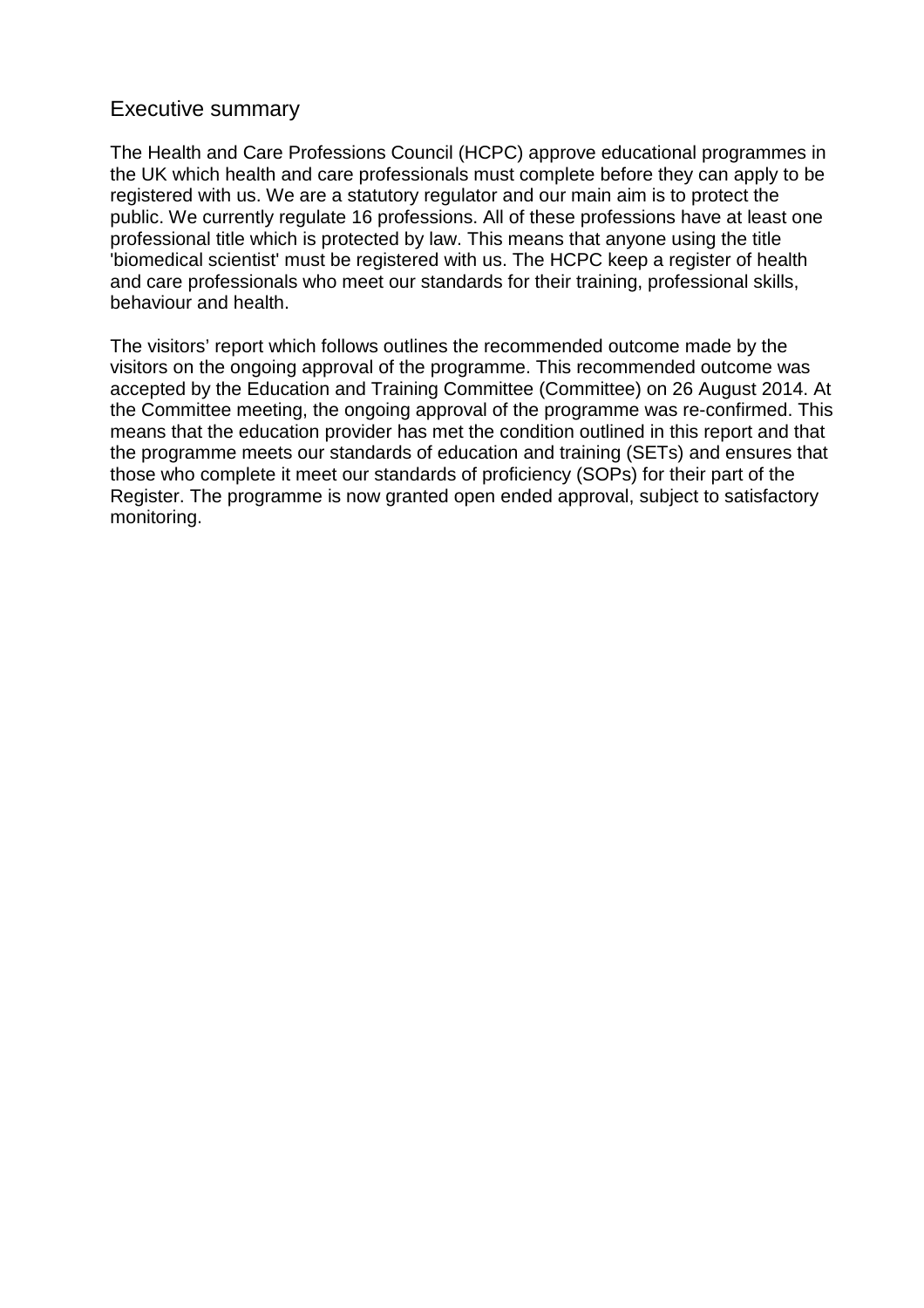## Executive summary

The Health and Care Professions Council (HCPC) approve educational programmes in the UK which health and care professionals must complete before they can apply to be registered with us. We are a statutory regulator and our main aim is to protect the public. We currently regulate 16 professions. All of these professions have at least one professional title which is protected by law. This means that anyone using the title 'biomedical scientist' must be registered with us. The HCPC keep a register of health and care professionals who meet our standards for their training, professional skills, behaviour and health.

The visitors' report which follows outlines the recommended outcome made by the visitors on the ongoing approval of the programme. This recommended outcome was accepted by the Education and Training Committee (Committee) on 26 August 2014. At the Committee meeting, the ongoing approval of the programme was re-confirmed. This means that the education provider has met the condition outlined in this report and that the programme meets our standards of education and training (SETs) and ensures that those who complete it meet our standards of proficiency (SOPs) for their part of the Register. The programme is now granted open ended approval, subject to satisfactory monitoring.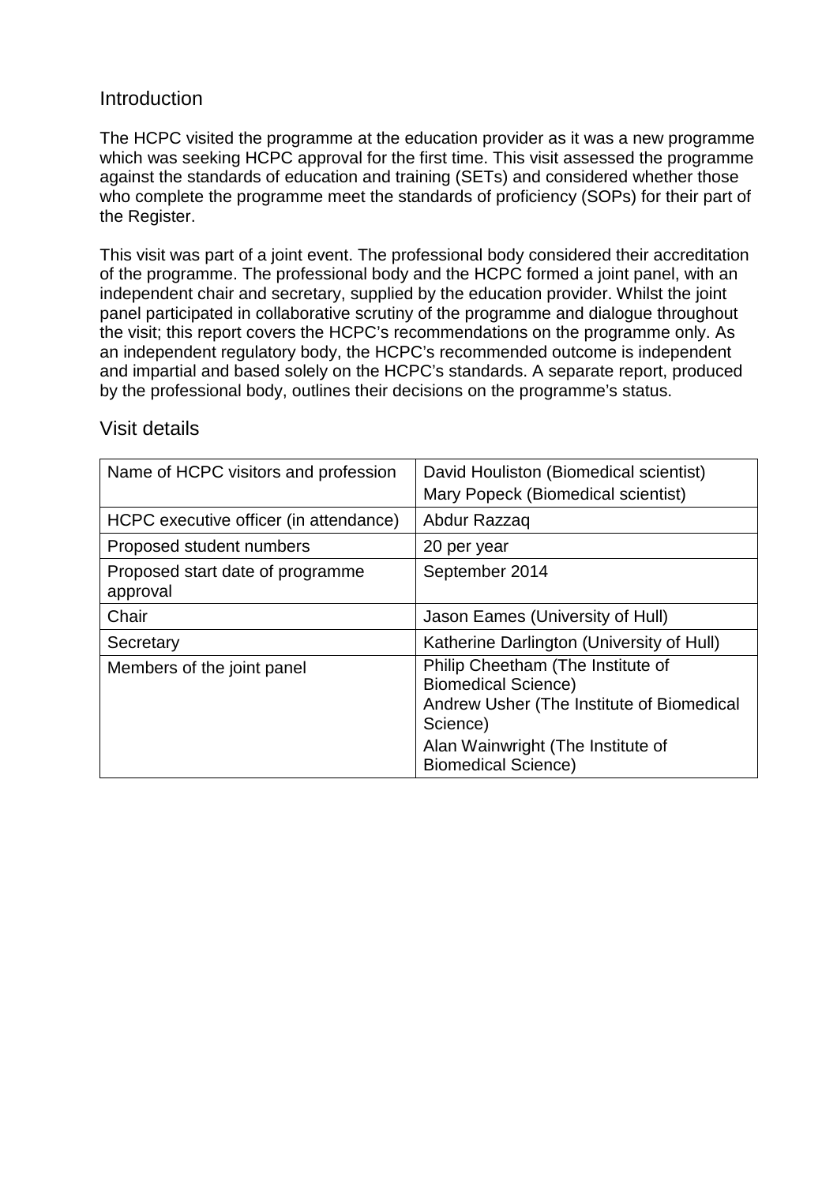## Introduction

The HCPC visited the programme at the education provider as it was a new programme which was seeking HCPC approval for the first time. This visit assessed the programme against the standards of education and training (SETs) and considered whether those who complete the programme meet the standards of proficiency (SOPs) for their part of the Register.

This visit was part of a joint event. The professional body considered their accreditation of the programme. The professional body and the HCPC formed a joint panel, with an independent chair and secretary, supplied by the education provider. Whilst the joint panel participated in collaborative scrutiny of the programme and dialogue throughout the visit; this report covers the HCPC's recommendations on the programme only. As an independent regulatory body, the HCPC's recommended outcome is independent and impartial and based solely on the HCPC's standards. A separate report, produced by the professional body, outlines their decisions on the programme's status.

## Visit details

| | |
|---|---|
| Name of HCPC visitors and profession | David Houliston (Biomedical scientist)<br>Mary Popeck (Biomedical scientist) |
| HCPC executive officer (in attendance) | Abdur Razzaq |
| Proposed student numbers | 20 per year |
| Proposed start date of programme approval | September 2014 |
| Chair | Jason Eames (University of Hull) |
| Secretary | Katherine Darlington (University of Hull) |
| Members of the joint panel | Philip Cheetham (The Institute of Biomedical Science)<br>Andrew Usher (The Institute of Biomedical Science)<br>Alan Wainwright (The Institute of Biomedical Science) |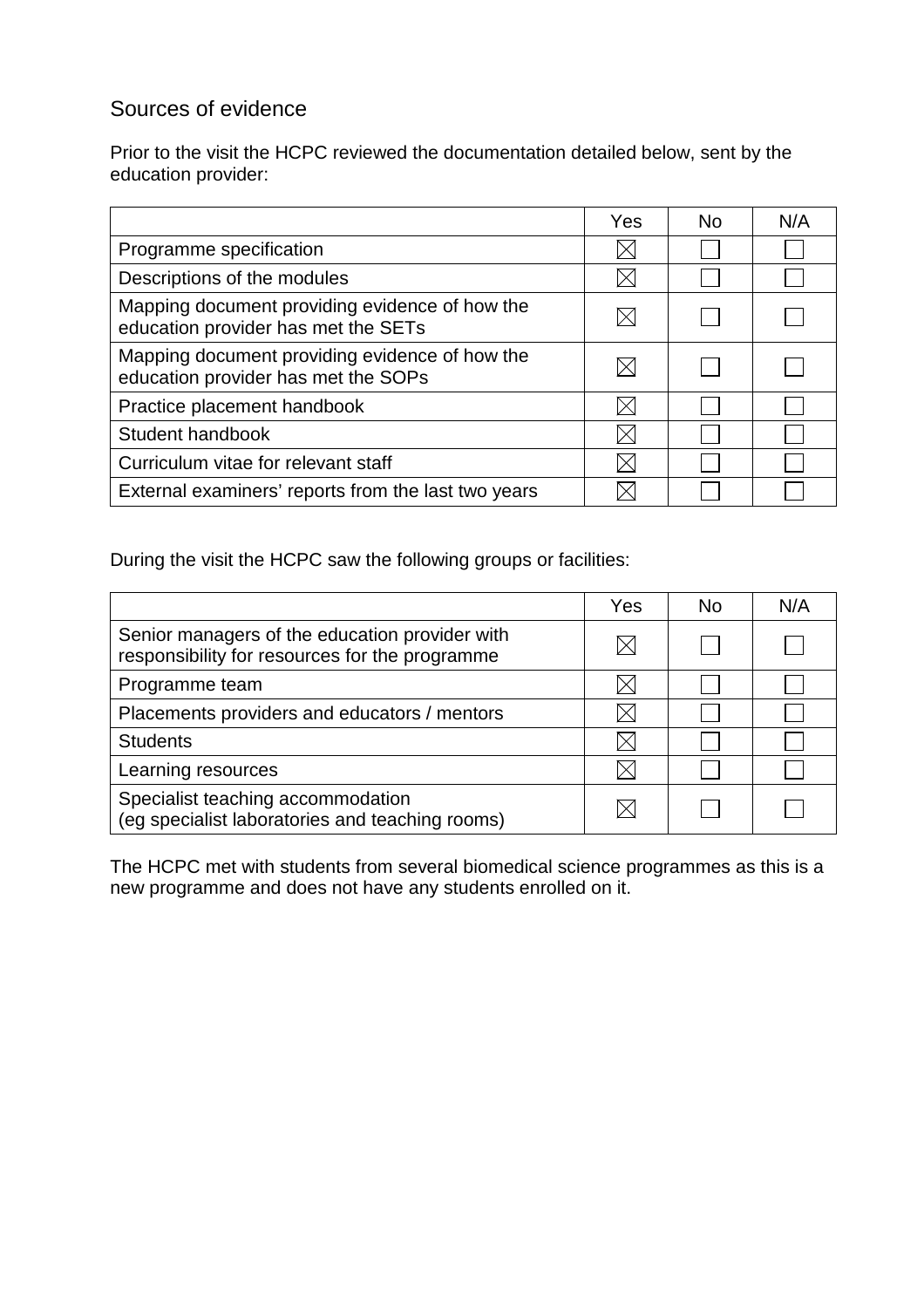## Sources of evidence

Prior to the visit the HCPC reviewed the documentation detailed below, sent by the education provider:

| | Yes | No | N/A |
|---|---|---|---|
| Programme specification | ☒ | ☐ | ☐ |
| Descriptions of the modules | ☒ | ☐ | ☐ |
| Mapping document providing evidence of how the education provider has met the SETs | ☒ | ☐ | ☐ |
| Mapping document providing evidence of how the education provider has met the SOPs | ☒ | ☐ | ☐ |
| Practice placement handbook | ☒ | ☐ | ☐ |
| Student handbook | ☒ | ☐ | ☐ |
| Curriculum vitae for relevant staff | ☒ | ☐ | ☐ |
| External examiners' reports from the last two years | ☒ | ☐ | ☐ |

During the visit the HCPC saw the following groups or facilities:

| | Yes | No | N/A |
|---|---|---|---|
| Senior managers of the education provider with responsibility for resources for the programme | ☒ | ☐ | ☐ |
| Programme team | ☒ | ☐ | ☐ |
| Placements providers and educators / mentors | ☒ | ☐ | ☐ |
| Students | ☒ | ☐ | ☐ |
| Learning resources | ☒ | ☐ | ☐ |
| Specialist teaching accommodation (eg specialist laboratories and teaching rooms) | ☒ | ☐ | ☐ |

The HCPC met with students from several biomedical science programmes as this is a new programme and does not have any students enrolled on it.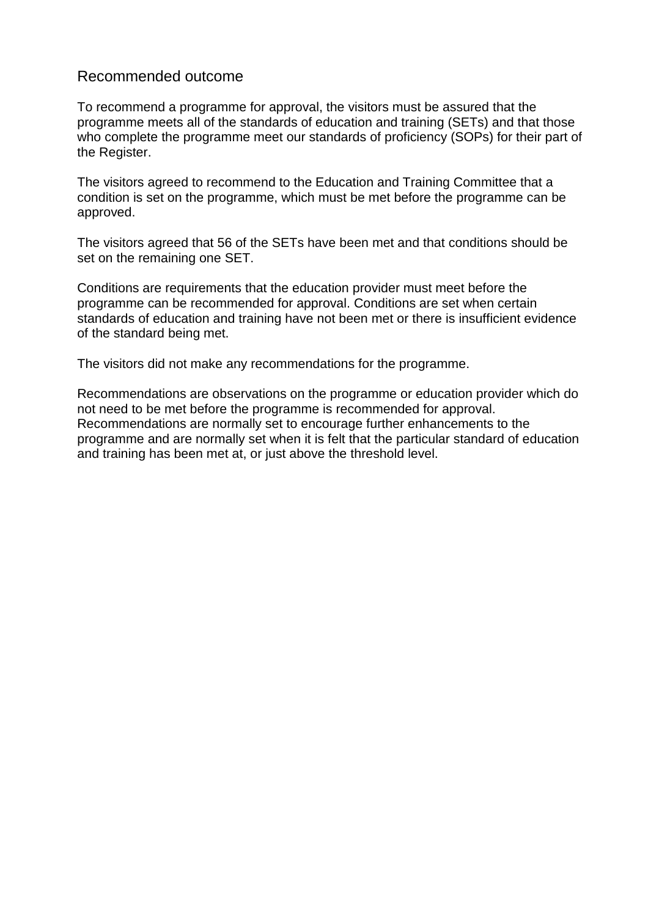## Recommended outcome

To recommend a programme for approval, the visitors must be assured that the programme meets all of the standards of education and training (SETs) and that those who complete the programme meet our standards of proficiency (SOPs) for their part of the Register.

The visitors agreed to recommend to the Education and Training Committee that a condition is set on the programme, which must be met before the programme can be approved.

The visitors agreed that 56 of the SETs have been met and that conditions should be set on the remaining one SET.

Conditions are requirements that the education provider must meet before the programme can be recommended for approval. Conditions are set when certain standards of education and training have not been met or there is insufficient evidence of the standard being met.

The visitors did not make any recommendations for the programme.

Recommendations are observations on the programme or education provider which do not need to be met before the programme is recommended for approval. Recommendations are normally set to encourage further enhancements to the programme and are normally set when it is felt that the particular standard of education and training has been met at, or just above the threshold level.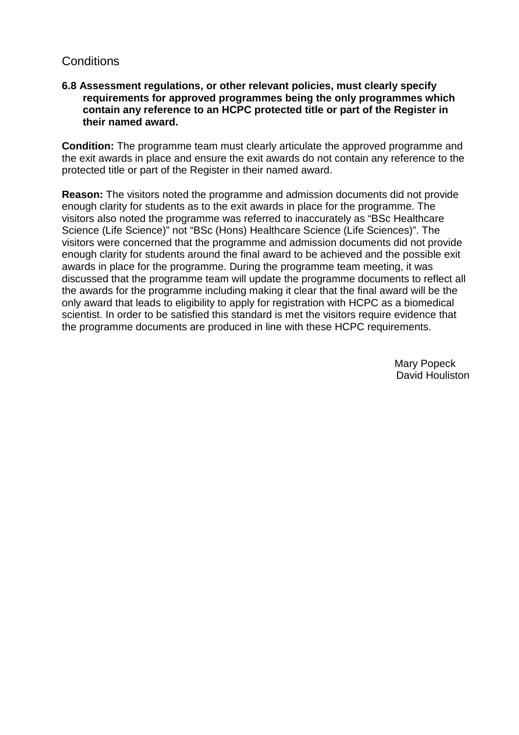## Conditions

**6.8 Assessment regulations, or other relevant policies, must clearly specify requirements for approved programmes being the only programmes which contain any reference to an HCPC protected title or part of the Register in their named award.**

**Condition:** The programme team must clearly articulate the approved programme and the exit awards in place and ensure the exit awards do not contain any reference to the protected title or part of the Register in their named award.

**Reason:** The visitors noted the programme and admission documents did not provide enough clarity for students as to the exit awards in place for the programme. The visitors also noted the programme was referred to inaccurately as "BSc Healthcare Science (Life Science)" not "BSc (Hons) Healthcare Science (Life Sciences)". The visitors were concerned that the programme and admission documents did not provide enough clarity for students around the final award to be achieved and the possible exit awards in place for the programme. During the programme team meeting, it was discussed that the programme team will update the programme documents to reflect all the awards for the programme including making it clear that the final award will be the only award that leads to eligibility to apply for registration with HCPC as a biomedical scientist. In order to be satisfied this standard is met the visitors require evidence that the programme documents are produced in line with these HCPC requirements.

Mary Popeck
David Houliston